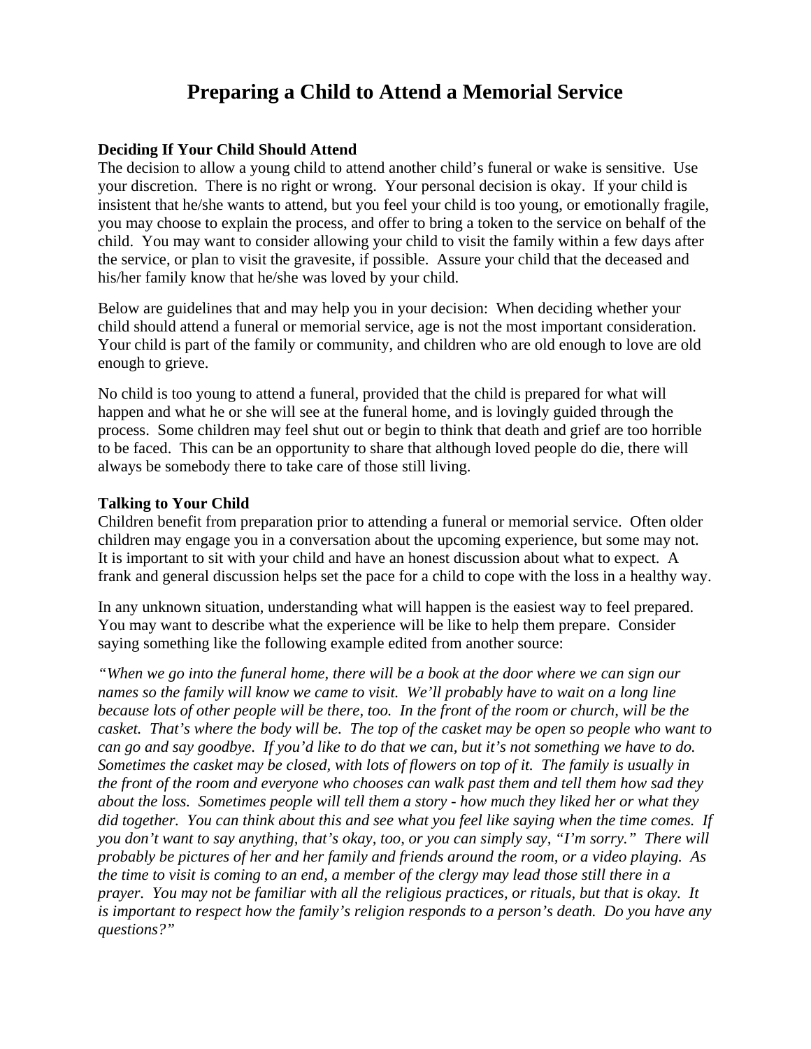# Preparing a Child to Attend a Memorial Service

**Deciding If Your Child Should Attend**

The decision to allow a young child to attend another child's funeral or wake is sensitive. Use your discretion. There is no right or wrong. Your personal decision is okay. If your child is insistent that he/she wants to attend, but you feel your child is too young, or emotionally fragile, you may choose to explain the process, and offer to bring a token to the service on behalf of the child. You may want to consider allowing your child to visit the family within a few days after the service, or plan to visit the gravesite, if possible. Assure your child that the deceased and his/her family know that he/she was loved by your child.

Below are guidelines that and may help you in your decision: When deciding whether your child should attend a funeral or memorial service, age is not the most important consideration. Your child is part of the family or community, and children who are old enough to love are old enough to grieve.

No child is too young to attend a funeral, provided that the child is prepared for what will happen and what he or she will see at the funeral home, and is lovingly guided through the process. Some children may feel shut out or begin to think that death and grief are too horrible to be faced. This can be an opportunity to share that although loved people do die, there will always be somebody there to take care of those still living.

**Talking to Your Child**

Children benefit from preparation prior to attending a funeral or memorial service. Often older children may engage you in a conversation about the upcoming experience, but some may not. It is important to sit with your child and have an honest discussion about what to expect. A frank and general discussion helps set the pace for a child to cope with the loss in a healthy way.

In any unknown situation, understanding what will happen is the easiest way to feel prepared. You may want to describe what the experience will be like to help them prepare. Consider saying something like the following example edited from another source:

*"When we go into the funeral home, there will be a book at the door where we can sign our names so the family will know we came to visit. We'll probably have to wait on a long line because lots of other people will be there, too. In the front of the room or church, will be the casket. That's where the body will be. The top of the casket may be open so people who want to can go and say goodbye. If you'd like to do that we can, but it's not something we have to do. Sometimes the casket may be closed, with lots of flowers on top of it. The family is usually in the front of the room and everyone who chooses can walk past them and tell them how sad they about the loss. Sometimes people will tell them a story - how much they liked her or what they did together. You can think about this and see what you feel like saying when the time comes. If you don't want to say anything, that's okay, too, or you can simply say, "I'm sorry." There will probably be pictures of her and her family and friends around the room, or a video playing. As the time to visit is coming to an end, a member of the clergy may lead those still there in a prayer. You may not be familiar with all the religious practices, or rituals, but that is okay. It is important to respect how the family's religion responds to a person's death. Do you have any questions?"*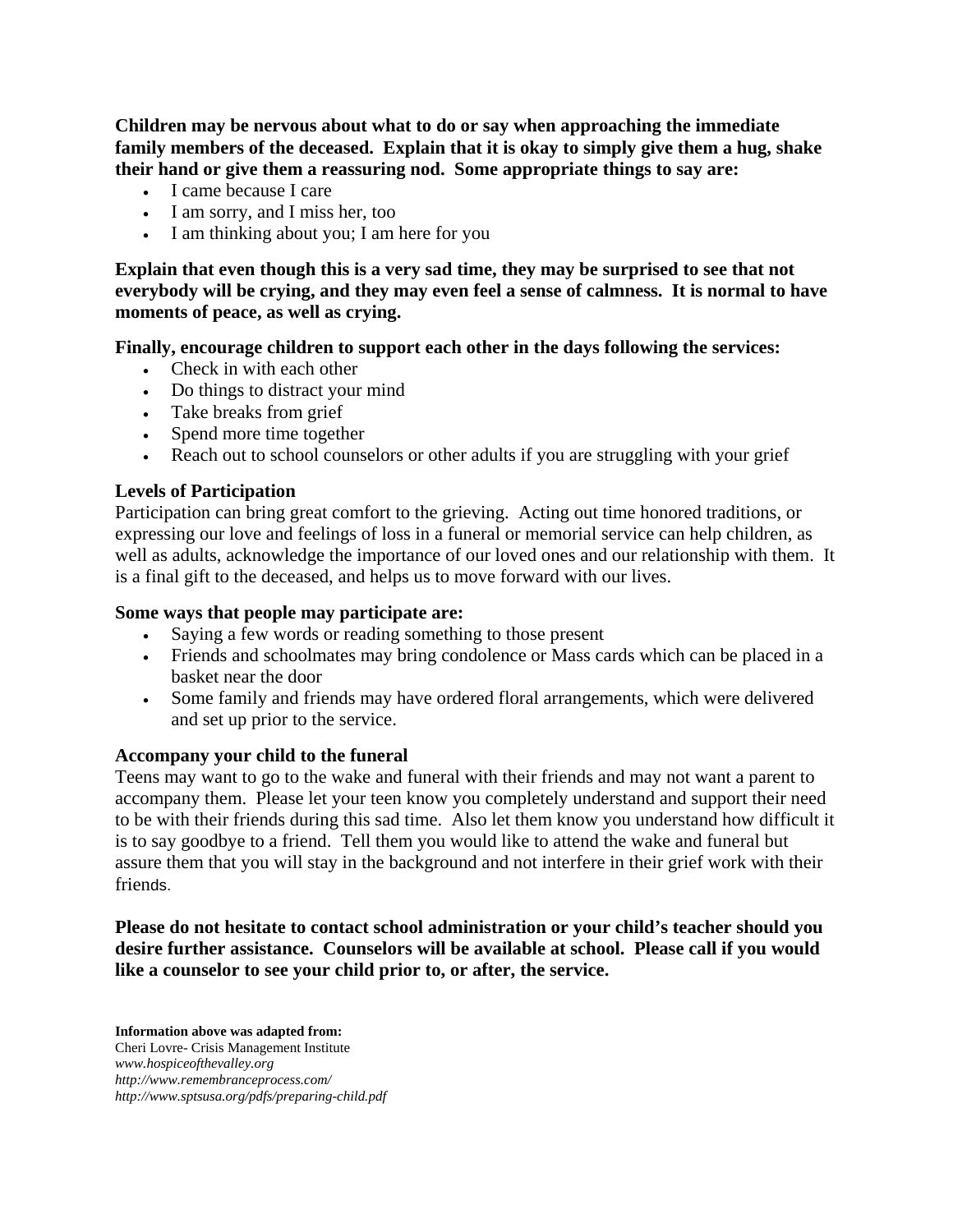**Children may be nervous about what to do or say when approaching the immediate family members of the deceased. Explain that it is okay to simply give them a hug, shake their hand or give them a reassuring nod. Some appropriate things to say are:**

- I came because I care
- I am sorry, and I miss her, too
- I am thinking about you; I am here for you

**Explain that even though this is a very sad time, they may be surprised to see that not everybody will be crying, and they may even feel a sense of calmness. It is normal to have moments of peace, as well as crying.**

**Finally, encourage children to support each other in the days following the services:**

- Check in with each other
- Do things to distract your mind
- Take breaks from grief
- Spend more time together
- Reach out to school counselors or other adults if you are struggling with your grief

**Levels of Participation**

Participation can bring great comfort to the grieving. Acting out time honored traditions, or expressing our love and feelings of loss in a funeral or memorial service can help children, as well as adults, acknowledge the importance of our loved ones and our relationship with them. It is a final gift to the deceased, and helps us to move forward with our lives.

**Some ways that people may participate are:**

- Saying a few words or reading something to those present
- Friends and schoolmates may bring condolence or Mass cards which can be placed in a basket near the door
- Some family and friends may have ordered floral arrangements, which were delivered and set up prior to the service.

**Accompany your child to the funeral**

Teens may want to go to the wake and funeral with their friends and may not want a parent to accompany them. Please let your teen know you completely understand and support their need to be with their friends during this sad time. Also let them know you understand how difficult it is to say goodbye to a friend. Tell them you would like to attend the wake and funeral but assure them that you will stay in the background and not interfere in their grief work with their friends.

**Please do not hesitate to contact school administration or your child's teacher should you desire further assistance. Counselors will be available at school. Please call if you would like a counselor to see your child prior to, or after, the service.**

**Information above was adapted from:**
Cheri Lovre- Crisis Management Institute
*www.hospiceofthevalley.org*
*http://www.remembranceprocess.com/*
*http://www.sptsusa.org/pdfs/preparing-child.pdf*